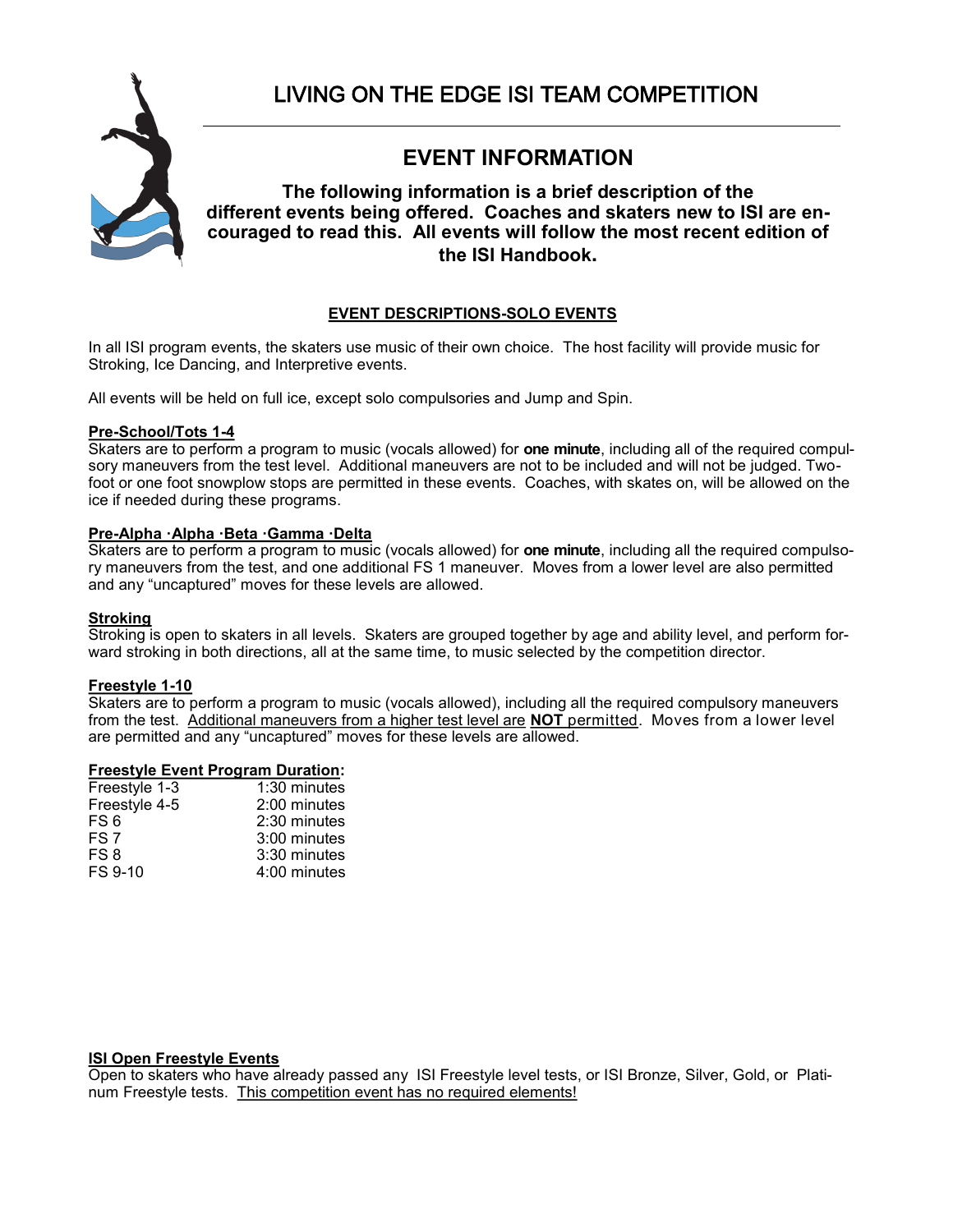# LIVING ON THE EDGE ISI TEAM COMPETITION

## EVENT INFORMATION

**The following information is a brief description of the different events being offered. Coaches and skaters new to ISI are encouraged to read this. All events will follow the most recent edition of the ISI Handbook.**

### EVENT DESCRIPTIONS-SOLO EVENTS

In all ISI program events, the skaters use music of their own choice. The host facility will provide music for Stroking, Ice Dancing, and Interpretive events.

All events will be held on full ice, except solo compulsories and Jump and Spin.

**Pre-School/Tots 1-4**
Skaters are to perform a program to music (vocals allowed) for **one minute**, including all of the required compulsory maneuvers from the test level. Additional maneuvers are not to be included and will not be judged. Two-foot or one foot snowplow stops are permitted in these events. Coaches, with skates on, will be allowed on the ice if needed during these programs.

**Pre-Alpha ·Alpha ·Beta ·Gamma ·Delta**
Skaters are to perform a program to music (vocals allowed) for **one minute**, including all the required compulsory maneuvers from the test, and one additional FS 1 maneuver. Moves from a lower level are also permitted and any "uncaptured" moves for these levels are allowed.

**Stroking**
Stroking is open to skaters in all levels. Skaters are grouped together by age and ability level, and perform forward stroking in both directions, all at the same time, to music selected by the competition director.

**Freestyle 1-10**
Skaters are to perform a program to music (vocals allowed), including all the required compulsory maneuvers from the test. Additional maneuvers from a higher test level are **NOT** permitted. Moves from a lower level are permitted and any "uncaptured" moves for these levels are allowed.

**Freestyle Event Program Duration:**

| | |
|---|---|
| Freestyle 1-3 | 1:30 minutes |
| Freestyle 4-5 | 2:00 minutes |
| FS 6 | 2:30 minutes |
| FS 7 | 3:00 minutes |
| FS 8 | 3:30 minutes |
| FS 9-10 | 4:00 minutes |

**ISI Open Freestyle Events**
Open to skaters who have already passed any ISI Freestyle level tests, or ISI Bronze, Silver, Gold, or Platinum Freestyle tests. This competition event has no required elements!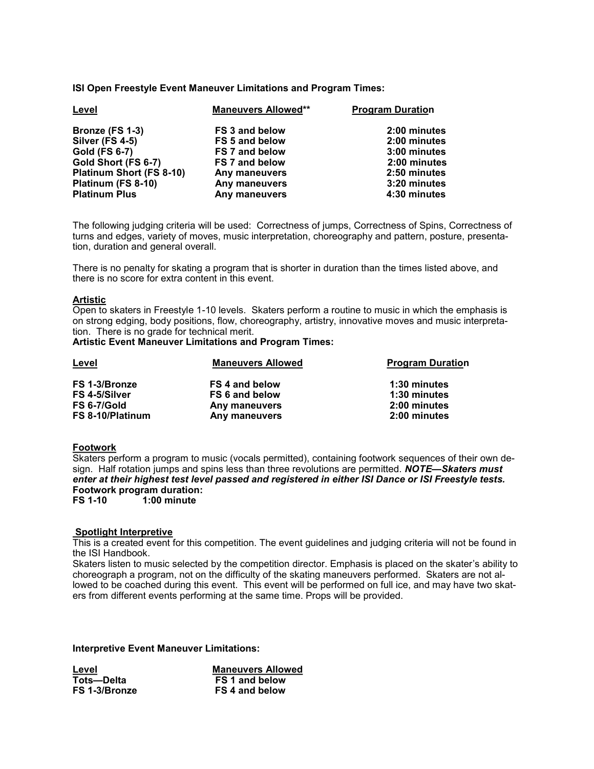**ISI Open Freestyle Event Maneuver Limitations and Program Times:**

| Level | Maneuvers Allowed** | Program Duration |
|---|---|---|
| Bronze (FS 1-3) | FS 3 and below | 2:00 minutes |
| Silver (FS 4-5) | FS 5 and below | 2:00 minutes |
| Gold (FS 6-7) | FS 7 and below | 3:00 minutes |
| Gold Short (FS 6-7) | FS 7 and below | 2:00 minutes |
| Platinum Short (FS 8-10) | Any maneuvers | 2:50 minutes |
| Platinum (FS 8-10) | Any maneuvers | 3:20 minutes |
| Platinum Plus | Any maneuvers | 4:30 minutes |

The following judging criteria will be used: Correctness of jumps, Correctness of Spins, Correctness of turns and edges, variety of moves, music interpretation, choreography and pattern, posture, presentation, duration and general overall.

There is no penalty for skating a program that is shorter in duration than the times listed above, and there is no score for extra content in this event.

## Artistic

Open to skaters in Freestyle 1-10 levels. Skaters perform a routine to music in which the emphasis is on strong edging, body positions, flow, choreography, artistry, innovative moves and music interpretation. There is no grade for technical merit.

**Artistic Event Maneuver Limitations and Program Times:**

| Level | Maneuvers Allowed | Program Duration |
|---|---|---|
| FS 1-3/Bronze | FS 4 and below | 1:30 minutes |
| FS 4-5/Silver | FS 6 and below | 1:30 minutes |
| FS 6-7/Gold | Any maneuvers | 2:00 minutes |
| FS 8-10/Platinum | Any maneuvers | 2:00 minutes |

## Footwork

Skaters perform a program to music (vocals permitted), containing footwork sequences of their own design. Half rotation jumps and spins less than three revolutions are permitted. ***NOTE—Skaters must enter at their highest test level passed and registered in either ISI Dance or ISI Freestyle tests.***

**Footwork program duration:**

**FS 1-10 1:00 minute**

## Spotlight Interpretive

This is a created event for this competition. The event guidelines and judging criteria will not be found in the ISI Handbook.

Skaters listen to music selected by the competition director. Emphasis is placed on the skater's ability to choreograph a program, not on the difficulty of the skating maneuvers performed. Skaters are not allowed to be coached during this event. This event will be performed on full ice, and may have two skaters from different events performing at the same time. Props will be provided.

**Interpretive Event Maneuver Limitations:**

| Level | Maneuvers Allowed |
|---|---|
| Tots—Delta | FS 1 and below |
| FS 1-3/Bronze | FS 4 and below |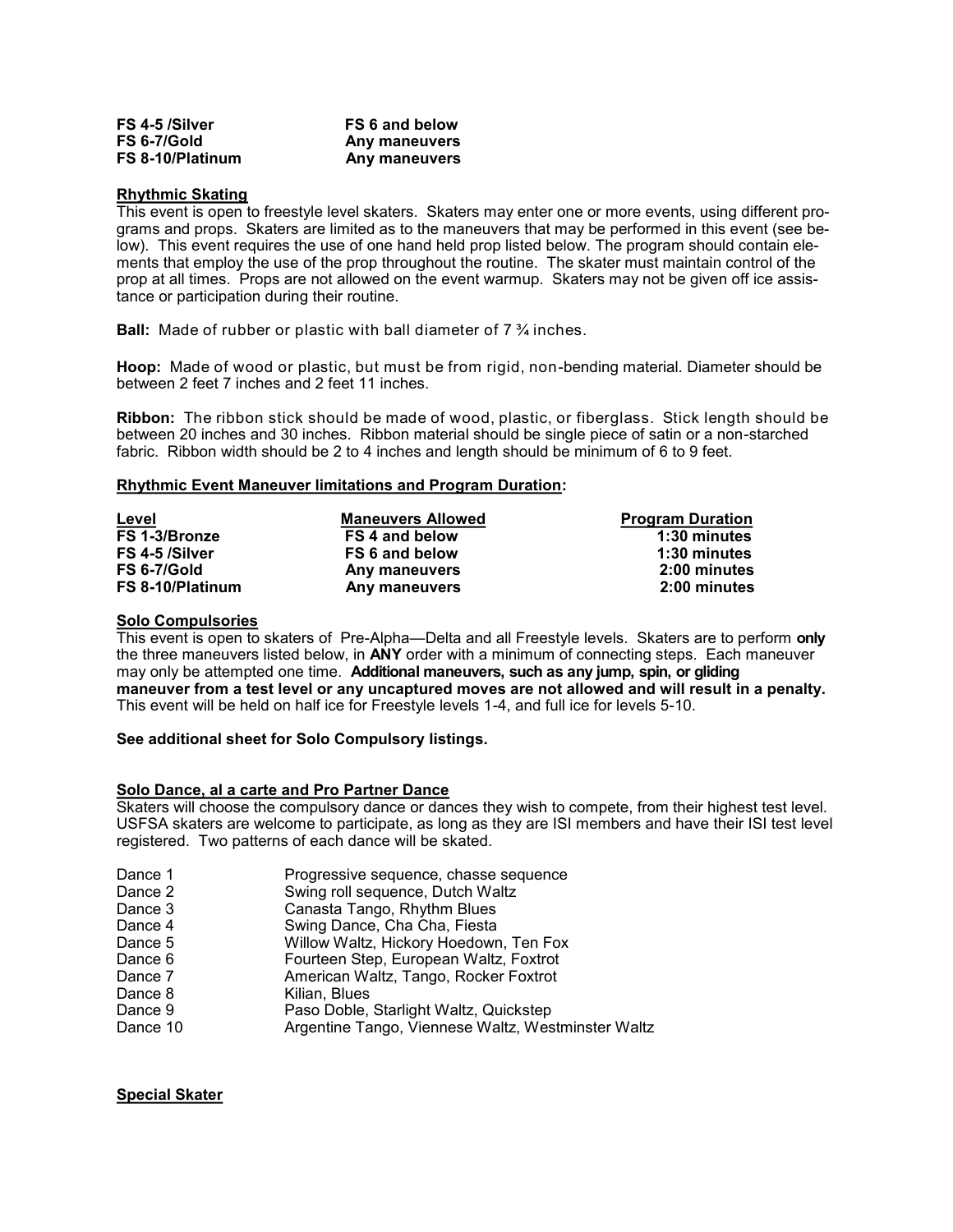| | |
|---|---|
| **FS 4-5 /Silver** | **FS 6 and below** |
| **FS 6-7/Gold** | **Any maneuvers** |
| **FS 8-10/Platinum** | **Any maneuvers** |

**Rhythmic Skating**

This event is open to freestyle level skaters. Skaters may enter one or more events, using different programs and props. Skaters are limited as to the maneuvers that may be performed in this event (see below). This event requires the use of one hand held prop listed below. The program should contain elements that employ the use of the prop throughout the routine. The skater must maintain control of the prop at all times. Props are not allowed on the event warmup. Skaters may not be given off ice assistance or participation during their routine.

**Ball:** Made of rubber or plastic with ball diameter of 7 ¾ inches.

**Hoop:** Made of wood or plastic, but must be from rigid, non-bending material. Diameter should be between 2 feet 7 inches and 2 feet 11 inches.

**Ribbon:** The ribbon stick should be made of wood, plastic, or fiberglass. Stick length should be between 20 inches and 30 inches. Ribbon material should be single piece of satin or a non-starched fabric. Ribbon width should be 2 to 4 inches and length should be minimum of 6 to 9 feet.

**Rhythmic Event Maneuver limitations and Program Duration:**

| Level | Maneuvers Allowed | Program Duration |
|---|---|---|
| **FS 1-3/Bronze** | **FS 4 and below** | **1:30 minutes** |
| **FS 4-5 /Silver** | **FS 6 and below** | **1:30 minutes** |
| **FS 6-7/Gold** | **Any maneuvers** | **2:00 minutes** |
| **FS 8-10/Platinum** | **Any maneuvers** | **2:00 minutes** |

**Solo Compulsories**

This event is open to skaters of Pre-Alpha—Delta and all Freestyle levels. Skaters are to perform **only** the three maneuvers listed below, in **ANY** order with a minimum of connecting steps. Each maneuver may only be attempted one time. **Additional maneuvers, such as any jump, spin, or gliding maneuver from a test level or any uncaptured moves are not allowed and will result in a penalty.** This event will be held on half ice for Freestyle levels 1-4, and full ice for levels 5-10.

**See additional sheet for Solo Compulsory listings.**

**Solo Dance, al a carte and Pro Partner Dance**

Skaters will choose the compulsory dance or dances they wish to compete, from their highest test level. USFSA skaters are welcome to participate, as long as they are ISI members and have their ISI test level registered. Two patterns of each dance will be skated.

| | |
|---|---|
| Dance 1 | Progressive sequence, chasse sequence |
| Dance 2 | Swing roll sequence, Dutch Waltz |
| Dance 3 | Canasta Tango, Rhythm Blues |
| Dance 4 | Swing Dance, Cha Cha, Fiesta |
| Dance 5 | Willow Waltz, Hickory Hoedown, Ten Fox |
| Dance 6 | Fourteen Step, European Waltz, Foxtrot |
| Dance 7 | American Waltz, Tango, Rocker Foxtrot |
| Dance 8 | Kilian, Blues |
| Dance 9 | Paso Doble, Starlight Waltz, Quickstep |
| Dance 10 | Argentine Tango, Viennese Waltz, Westminster Waltz |

**Special Skater**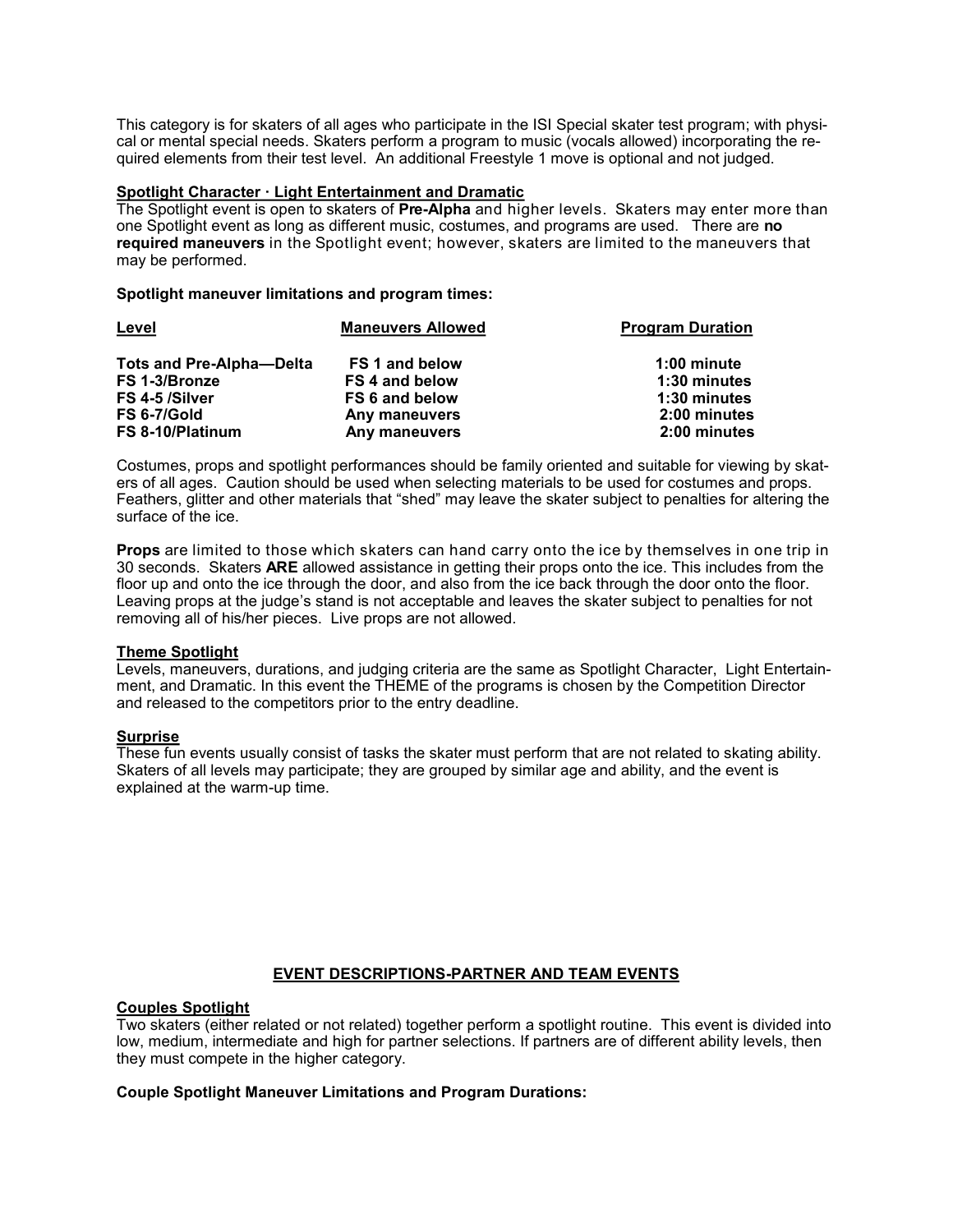This category is for skaters of all ages who participate in the ISI Special skater test program; with physical or mental special needs. Skaters perform a program to music (vocals allowed) incorporating the required elements from their test level. An additional Freestyle 1 move is optional and not judged.

**Spotlight Character · Light Entertainment and Dramatic**

The Spotlight event is open to skaters of **Pre-Alpha** and higher levels. Skaters may enter more than one Spotlight event as long as different music, costumes, and programs are used. There are **no required maneuvers** in the Spotlight event; however, skaters are limited to the maneuvers that may be performed.

**Spotlight maneuver limitations and program times:**

| Level | Maneuvers Allowed | Program Duration |
|---|---|---|
| **Tots and Pre-Alpha—Delta** | **FS 1 and below** | **1:00 minute** |
| **FS 1-3/Bronze** | **FS 4 and below** | **1:30 minutes** |
| **FS 4-5 /Silver** | **FS 6 and below** | **1:30 minutes** |
| **FS 6-7/Gold** | **Any maneuvers** | **2:00 minutes** |
| **FS 8-10/Platinum** | **Any maneuvers** | **2:00 minutes** |

Costumes, props and spotlight performances should be family oriented and suitable for viewing by skaters of all ages. Caution should be used when selecting materials to be used for costumes and props. Feathers, glitter and other materials that "shed" may leave the skater subject to penalties for altering the surface of the ice.

**Props** are limited to those which skaters can hand carry onto the ice by themselves in one trip in 30 seconds. Skaters **ARE** allowed assistance in getting their props onto the ice. This includes from the floor up and onto the ice through the door, and also from the ice back through the door onto the floor. Leaving props at the judge's stand is not acceptable and leaves the skater subject to penalties for not removing all of his/her pieces. Live props are not allowed.

**Theme Spotlight**

Levels, maneuvers, durations, and judging criteria are the same as Spotlight Character, Light Entertainment, and Dramatic. In this event the THEME of the programs is chosen by the Competition Director and released to the competitors prior to the entry deadline.

**Surprise**

These fun events usually consist of tasks the skater must perform that are not related to skating ability. Skaters of all levels may participate; they are grouped by similar age and ability, and the event is explained at the warm-up time.

## EVENT DESCRIPTIONS-PARTNER AND TEAM EVENTS

**Couples Spotlight**

Two skaters (either related or not related) together perform a spotlight routine. This event is divided into low, medium, intermediate and high for partner selections. If partners are of different ability levels, then they must compete in the higher category.

**Couple Spotlight Maneuver Limitations and Program Durations:**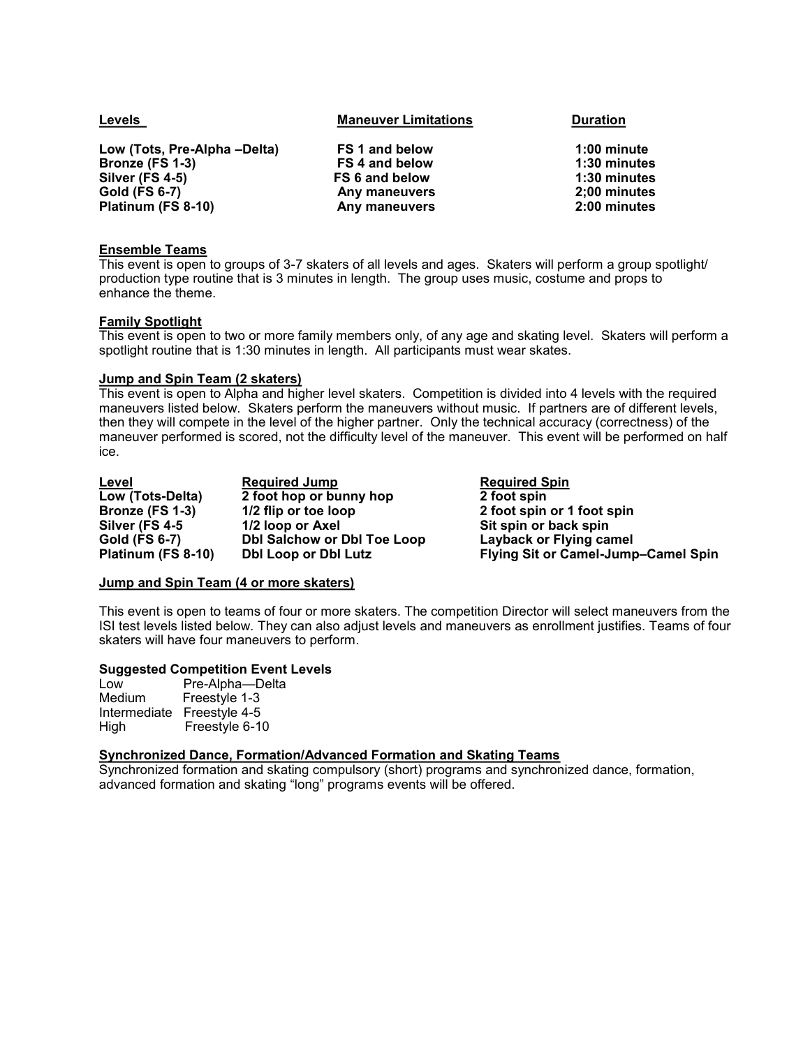| Levels | Maneuver Limitations | Duration |
|---|---|---|
| **Low (Tots, Pre-Alpha –Delta)** | **FS 1 and below** | **1:00 minute** |
| **Bronze (FS 1-3)** | **FS 4 and below** | **1:30 minutes** |
| **Silver (FS 4-5)** | **FS 6 and below** | **1:30 minutes** |
| **Gold (FS 6-7)** | **Any maneuvers** | **2;00 minutes** |
| **Platinum (FS 8-10)** | **Any maneuvers** | **2:00 minutes** |

**Ensemble Teams**

This event is open to groups of 3-7 skaters of all levels and ages. Skaters will perform a group spotlight/ production type routine that is 3 minutes in length. The group uses music, costume and props to enhance the theme.

**Family Spotlight**

This event is open to two or more family members only, of any age and skating level. Skaters will perform a spotlight routine that is 1:30 minutes in length. All participants must wear skates.

**Jump and Spin Team (2 skaters)**

This event is open to Alpha and higher level skaters. Competition is divided into 4 levels with the required maneuvers listed below. Skaters perform the maneuvers without music. If partners are of different levels, then they will compete in the level of the higher partner. Only the technical accuracy (correctness) of the maneuver performed is scored, not the difficulty level of the maneuver. This event will be performed on half ice.

| Level | Required Jump | Required Spin |
|---|---|---|
| **Low (Tots-Delta)** | **2 foot hop or bunny hop** | **2 foot spin** |
| **Bronze (FS 1-3)** | **1/2 flip or toe loop** | **2 foot spin or 1 foot spin** |
| **Silver (FS 4-5** | **1/2 loop or Axel** | **Sit spin or back spin** |
| **Gold (FS 6-7)** | **Dbl Salchow or Dbl Toe Loop** | **Layback or Flying camel** |
| **Platinum (FS 8-10)** | **Dbl Loop or Dbl Lutz** | **Flying Sit or Camel-Jump–Camel Spin** |

**Jump and Spin Team (4 or more skaters)**

This event is open to teams of four or more skaters. The competition Director will select maneuvers from the ISI test levels listed below. They can also adjust levels and maneuvers as enrollment justifies. Teams of four skaters will have four maneuvers to perform.

**Suggested Competition Event Levels**

| | |
|---|---|
| Low | Pre-Alpha—Delta |
| Medium | Freestyle 1-3 |
| Intermediate | Freestyle 4-5 |
| High | Freestyle 6-10 |

**Synchronized Dance, Formation/Advanced Formation and Skating Teams**

Synchronized formation and skating compulsory (short) programs and synchronized dance, formation, advanced formation and skating "long" programs events will be offered.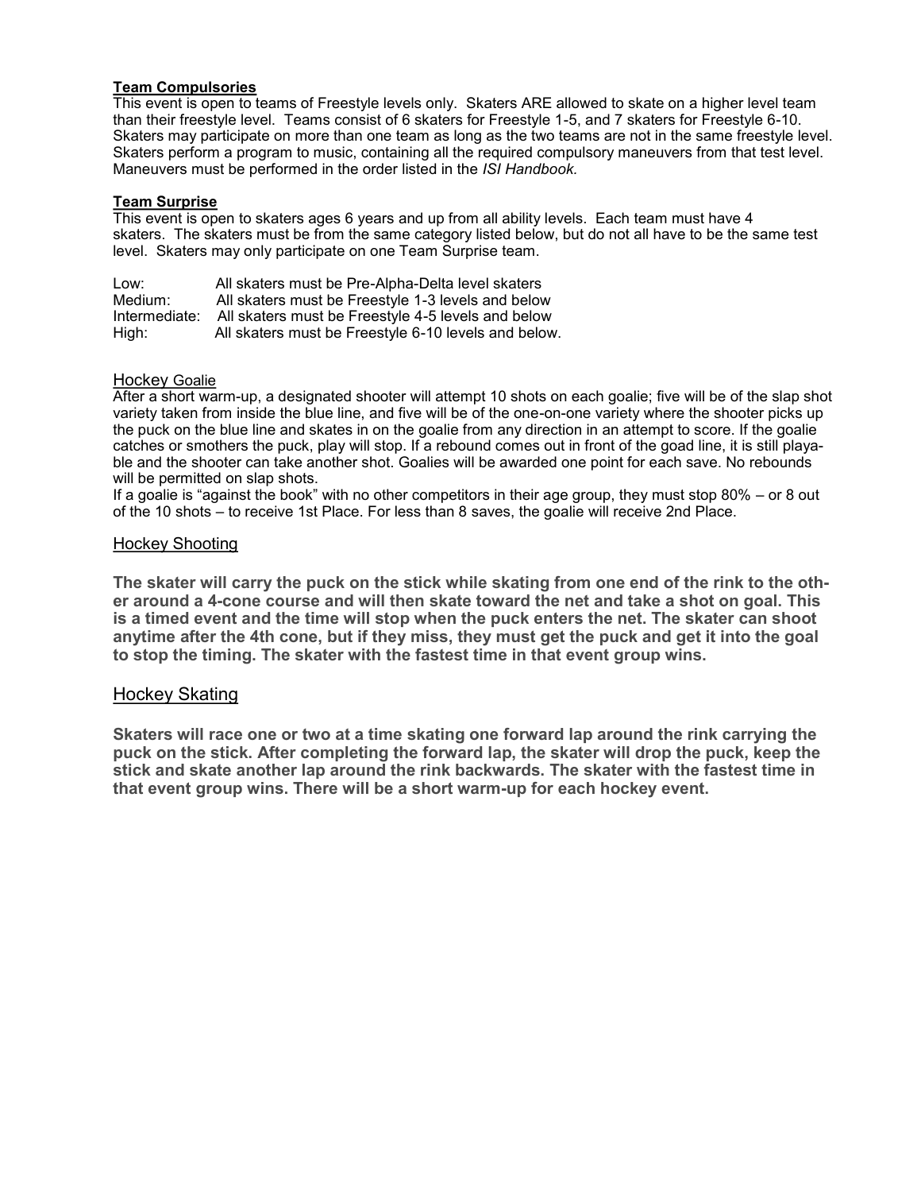**Team Compulsories**

This event is open to teams of Freestyle levels only. Skaters ARE allowed to skate on a higher level team than their freestyle level. Teams consist of 6 skaters for Freestyle 1-5, and 7 skaters for Freestyle 6-10. Skaters may participate on more than one team as long as the two teams are not in the same freestyle level. Skaters perform a program to music, containing all the required compulsory maneuvers from that test level. Maneuvers must be performed in the order listed in the *ISI Handbook.*

**Team Surprise**

This event is open to skaters ages 6 years and up from all ability levels. Each team must have 4 skaters. The skaters must be from the same category listed below, but do not all have to be the same test level. Skaters may only participate on one Team Surprise team.

| | |
|---|---|
| Low: | All skaters must be Pre-Alpha-Delta level skaters |
| Medium: | All skaters must be Freestyle 1-3 levels and below |
| Intermediate: | All skaters must be Freestyle 4-5 levels and below |
| High: | All skaters must be Freestyle 6-10 levels and below. |

Hockey Goalie

After a short warm-up, a designated shooter will attempt 10 shots on each goalie; five will be of the slap shot variety taken from inside the blue line, and five will be of the one-on-one variety where the shooter picks up the puck on the blue line and skates in on the goalie from any direction in an attempt to score. If the goalie catches or smothers the puck, play will stop. If a rebound comes out in front of the goad line, it is still playable and the shooter can take another shot. Goalies will be awarded one point for each save. No rebounds will be permitted on slap shots.

If a goalie is "against the book" with no other competitors in their age group, they must stop 80% – or 8 out of the 10 shots – to receive 1st Place. For less than 8 saves, the goalie will receive 2nd Place.

Hockey Shooting

**The skater will carry the puck on the stick while skating from one end of the rink to the other around a 4-cone course and will then skate toward the net and take a shot on goal. This is a timed event and the time will stop when the puck enters the net. The skater can shoot anytime after the 4th cone, but if they miss, they must get the puck and get it into the goal to stop the timing. The skater with the fastest time in that event group wins.**

Hockey Skating

**Skaters will race one or two at a time skating one forward lap around the rink carrying the puck on the stick. After completing the forward lap, the skater will drop the puck, keep the stick and skate another lap around the rink backwards. The skater with the fastest time in that event group wins. There will be a short warm-up for each hockey event.**